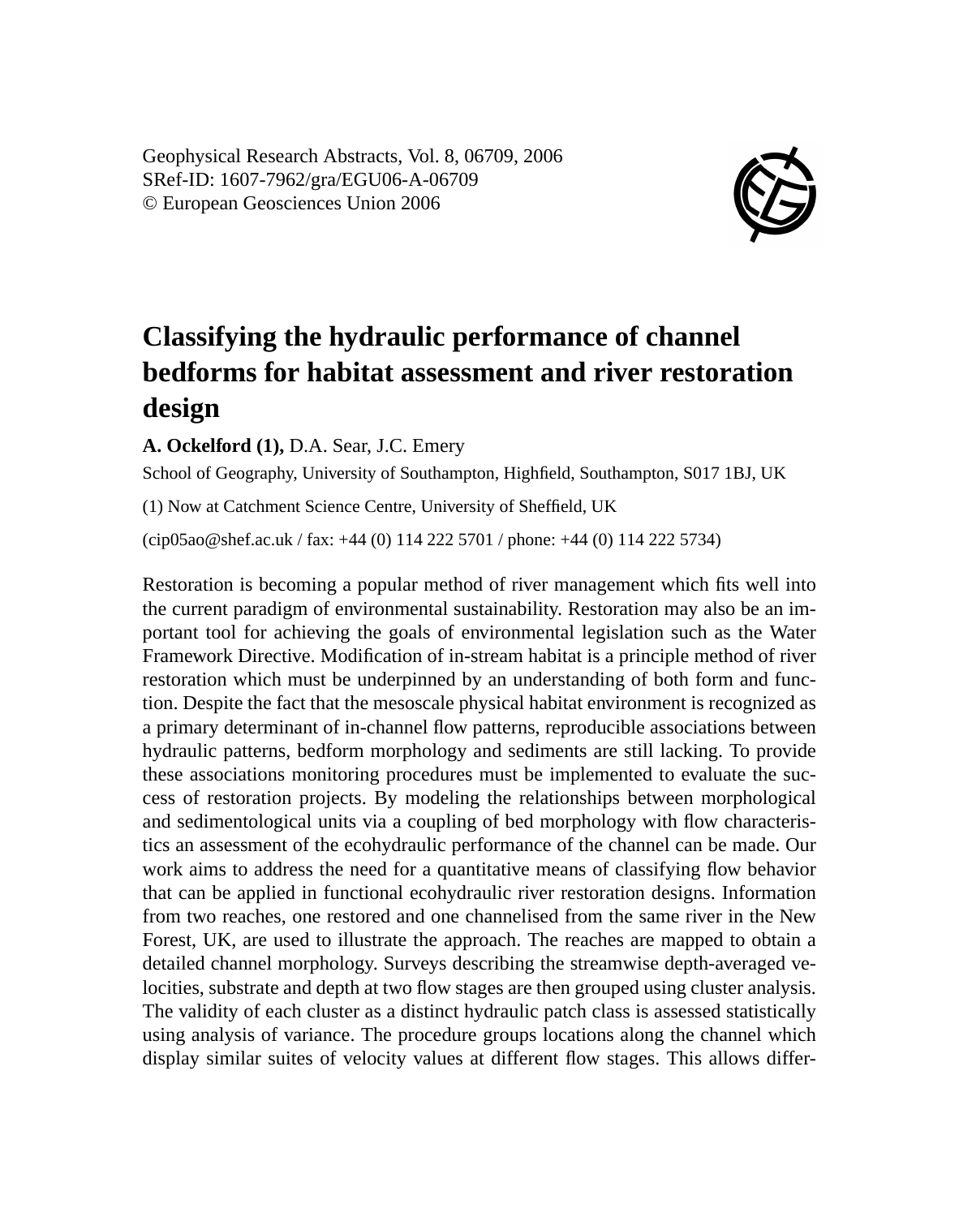Geophysical Research Abstracts, Vol. 8, 06709, 2006
SRef-ID: 1607-7962/gra/EGU06-A-06709
© European Geosciences Union 2006

# Classifying the hydraulic performance of channel bedforms for habitat assessment and river restoration design

**A. Ockelford (1),** D.A. Sear, J.C. Emery

School of Geography, University of Southampton, Highfield, Southampton, S017 1BJ, UK

(1) Now at Catchment Science Centre, University of Sheffield, UK

(cip05ao@shef.ac.uk / fax: +44 (0) 114 222 5701 / phone: +44 (0) 114 222 5734)

Restoration is becoming a popular method of river management which fits well into the current paradigm of environmental sustainability. Restoration may also be an important tool for achieving the goals of environmental legislation such as the Water Framework Directive. Modification of in-stream habitat is a principle method of river restoration which must be underpinned by an understanding of both form and function. Despite the fact that the mesoscale physical habitat environment is recognized as a primary determinant of in-channel flow patterns, reproducible associations between hydraulic patterns, bedform morphology and sediments are still lacking. To provide these associations monitoring procedures must be implemented to evaluate the success of restoration projects. By modeling the relationships between morphological and sedimentological units via a coupling of bed morphology with flow characteristics an assessment of the ecohydraulic performance of the channel can be made. Our work aims to address the need for a quantitative means of classifying flow behavior that can be applied in functional ecohydraulic river restoration designs. Information from two reaches, one restored and one channelised from the same river in the New Forest, UK, are used to illustrate the approach. The reaches are mapped to obtain a detailed channel morphology. Surveys describing the streamwise depth-averaged velocities, substrate and depth at two flow stages are then grouped using cluster analysis. The validity of each cluster as a distinct hydraulic patch class is assessed statistically using analysis of variance. The procedure groups locations along the channel which display similar suites of velocity values at different flow stages. This allows differ-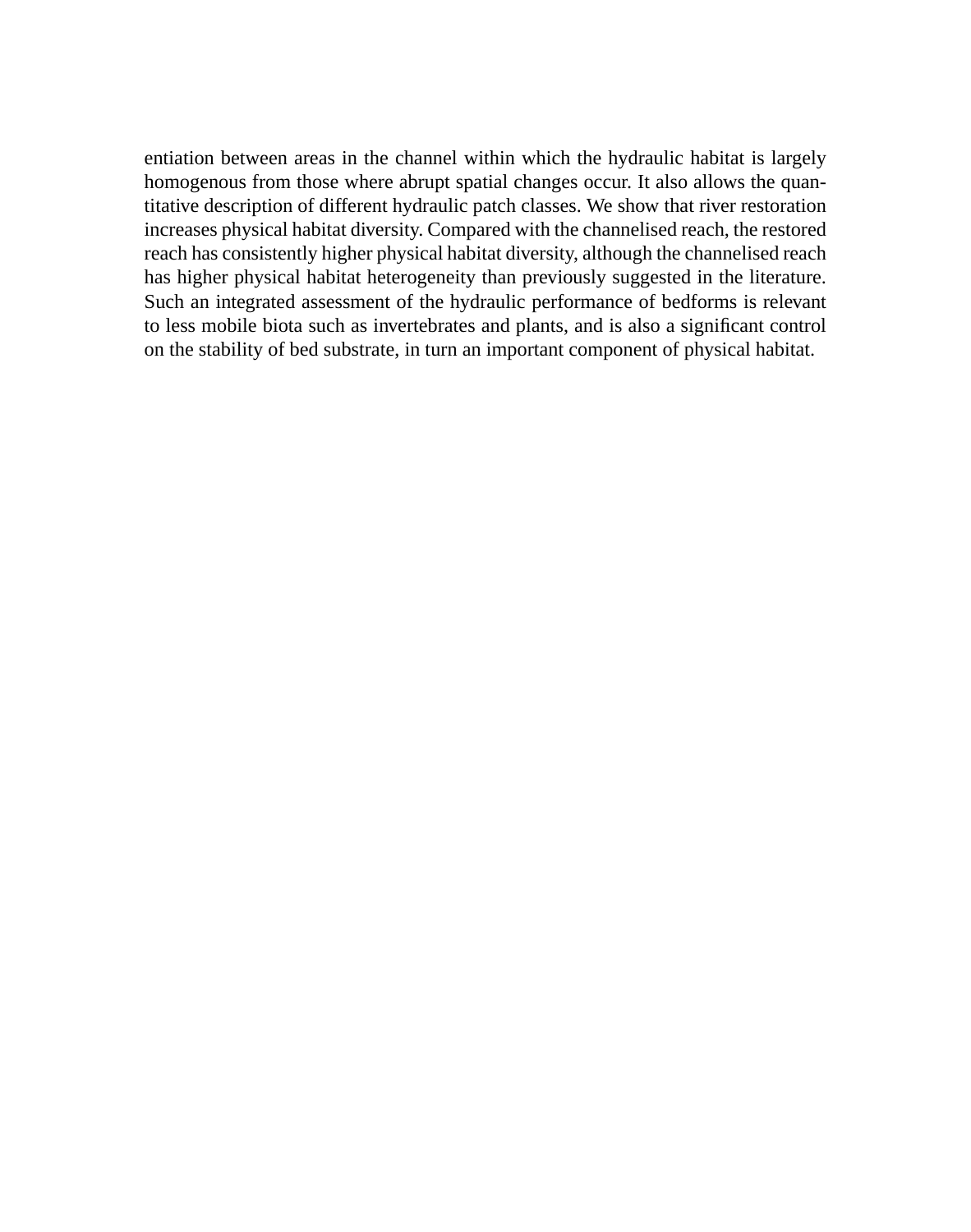entiation between areas in the channel within which the hydraulic habitat is largely homogenous from those where abrupt spatial changes occur. It also allows the quantitative description of different hydraulic patch classes. We show that river restoration increases physical habitat diversity. Compared with the channelised reach, the restored reach has consistently higher physical habitat diversity, although the channelised reach has higher physical habitat heterogeneity than previously suggested in the literature. Such an integrated assessment of the hydraulic performance of bedforms is relevant to less mobile biota such as invertebrates and plants, and is also a significant control on the stability of bed substrate, in turn an important component of physical habitat.